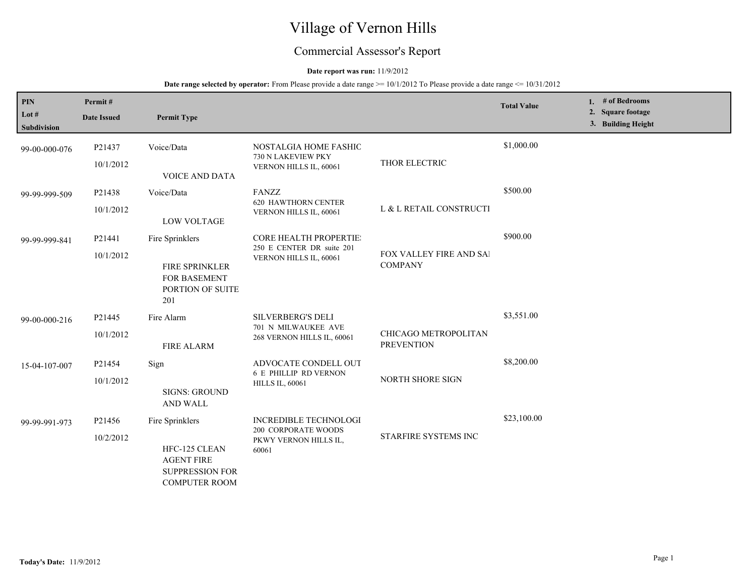# Village of Vernon Hills

## Commercial Assessor's Report

**Date report was run:** 11/9/2012

**Date range selected by operator:** From Please provide a date range >= 10/1/2012 To Please provide a date range <= 10/31/2012

| PIN<br>Lot #<br>Subdivision | Permit #<br>Date Issued | Permit Type | | | Total Value | 1. # of Bedrooms<br>2. Square footage<br>3. Building Height |
|---|---|---|---|---|---|---|
| 99-00-000-076 | P21437<br>10/1/2012 | Voice/Data<br>VOICE AND DATA | NOSTALGIA HOME FASHIC<br>730 N LAKEVIEW PKY<br>VERNON HILLS IL, 60061 | THOR ELECTRIC | $1,000.00 | |
| 99-99-999-509 | P21438<br>10/1/2012 | Voice/Data<br>LOW VOLTAGE | FANZZ<br>620 HAWTHORN CENTER<br>VERNON HILLS IL, 60061 | L & L RETAIL CONSTRUCTI | $500.00 | |
| 99-99-999-841 | P21441<br>10/1/2012 | Fire Sprinklers<br>FIRE SPRINKLER FOR BASEMENT PORTION OF SUITE 201 | CORE HEALTH PROPERTIE:<br>250 E CENTER DR suite 201<br>VERNON HILLS IL, 60061 | FOX VALLEY FIRE AND SAI COMPANY | $900.00 | |
| 99-00-000-216 | P21445<br>10/1/2012 | Fire Alarm<br>FIRE ALARM | SILVERBERG'S DELI<br>701 N MILWAUKEE AVE<br>268 VERNON HILLS IL, 60061 | CHICAGO METROPOLITAN PREVENTION | $3,551.00 | |
| 15-04-107-007 | P21454<br>10/1/2012 | Sign<br>SIGNS: GROUND AND WALL | ADVOCATE CONDELL OUT<br>6 E PHILLIP RD VERNON HILLS IL, 60061 | NORTH SHORE SIGN | $8,200.00 | |
| 99-99-991-973 | P21456<br>10/2/2012 | Fire Sprinklers<br>HFC-125 CLEAN AGENT FIRE SUPPRESSION FOR COMPUTER ROOM | INCREDIBLE TECHNOLOGI<br>200 CORPORATE WOODS PKWY VERNON HILLS IL, 60061 | STARFIRE SYSTEMS INC | $23,100.00 | |

**Today's Date:** 11/9/2012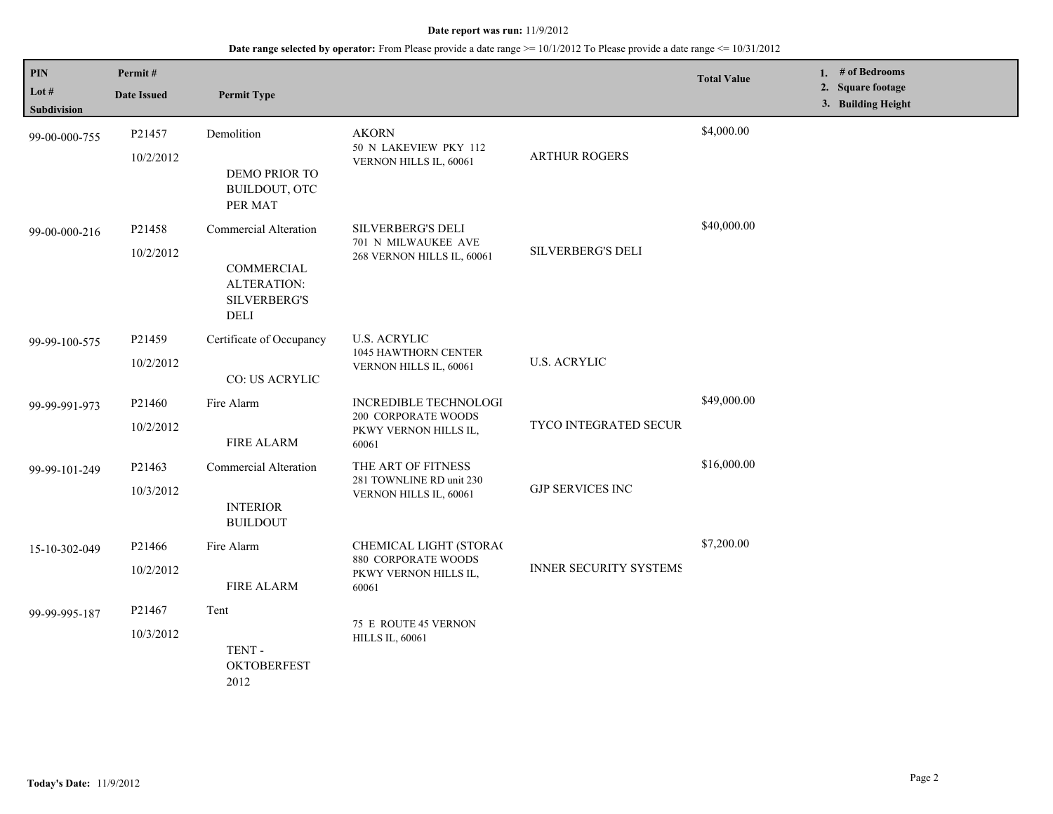**Date report was run:** 11/9/2012

**Date range selected by operator:** From Please provide a date range >= 10/1/2012 To Please provide a date range <= 10/31/2012

| PIN / Lot # / Subdivision | Permit # / Date Issued | Permit Type | | | Total Value | 1. # of Bedrooms 2. Square footage 3. Building Height |
|---|---|---|---|---|---|---|
| 99-00-000-755 | P21457 10/2/2012 | Demolition DEMO PRIOR TO BUILDOUT, OTC PER MAT | AKORN 50 N LAKEVIEW PKY 112 VERNON HILLS IL, 60061 | ARTHUR ROGERS | $4,000.00 | |
| 99-00-000-216 | P21458 10/2/2012 | Commercial Alteration COMMERCIAL ALTERATION: SILVERBERG'S DELI | SILVERBERG'S DELI 701 N MILWAUKEE AVE 268 VERNON HILLS IL, 60061 | SILVERBERG'S DELI | $40,000.00 | |
| 99-99-100-575 | P21459 10/2/2012 | Certificate of Occupancy CO: US ACRYLIC | U.S. ACRYLIC 1045 HAWTHORN CENTER VERNON HILLS IL, 60061 | U.S. ACRYLIC | | |
| 99-99-991-973 | P21460 10/2/2012 | Fire Alarm FIRE ALARM | INCREDIBLE TECHNOLOGI 200 CORPORATE WOODS PKWY VERNON HILLS IL, 60061 | TYCO INTEGRATED SECUR | $49,000.00 | |
| 99-99-101-249 | P21463 10/3/2012 | Commercial Alteration INTERIOR BUILDOUT | THE ART OF FITNESS 281 TOWNLINE RD unit 230 VERNON HILLS IL, 60061 | GJP SERVICES INC | $16,000.00 | |
| 15-10-302-049 | P21466 10/2/2012 | Fire Alarm FIRE ALARM | CHEMICAL LIGHT (STORA( 880 CORPORATE WOODS PKWY VERNON HILLS IL, 60061 | INNER SECURITY SYSTEMS | $7,200.00 | |
| 99-99-995-187 | P21467 10/3/2012 | Tent TENT - OKTOBERFEST 2012 | 75 E ROUTE 45 VERNON HILLS IL, 60061 | | | |

**Today's Date:** 11/9/2012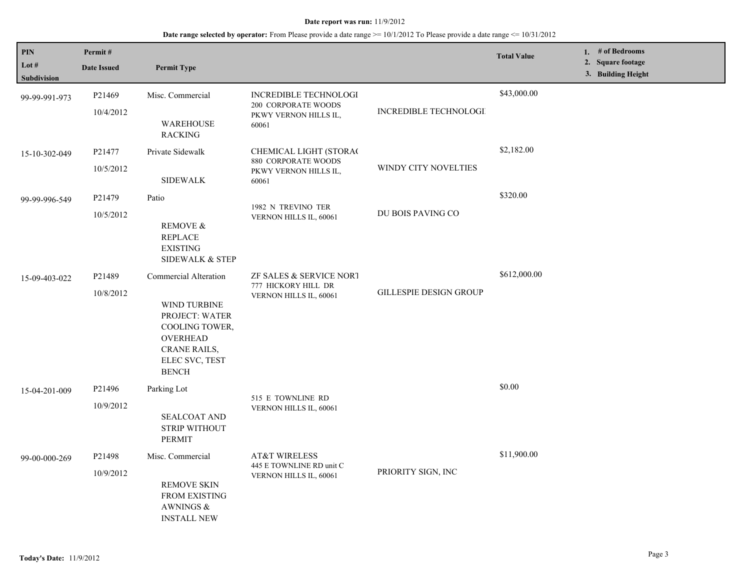**Date report was run:** 11/9/2012

**Date range selected by operator:** From Please provide a date range >= 10/1/2012 To Please provide a date range <= 10/31/2012

| PIN<br>Lot #<br>Subdivision | Permit #<br>Date Issued | Permit Type | | | Total Value | 1. # of Bedrooms<br>2. Square footage<br>3. Building Height |
|---|---|---|---|---|---|---|
| 99-99-991-973 | P21469<br>10/4/2012 | Misc. Commercial<br>WAREHOUSE RACKING | INCREDIBLE TECHNOLOGI<br>200 CORPORATE WOODS PKWY VERNON HILLS IL, 60061 | INCREDIBLE TECHNOLOGI | $43,000.00 | |
| 15-10-302-049 | P21477<br>10/5/2012 | Private Sidewalk<br>SIDEWALK | CHEMICAL LIGHT (STORA(<br>880 CORPORATE WOODS PKWY VERNON HILLS IL, 60061 | WINDY CITY NOVELTIES | $2,182.00 | |
| 99-99-996-549 | P21479<br>10/5/2012 | Patio<br>REMOVE & REPLACE EXISTING SIDEWALK & STEP | 1982 N TREVINO TER VERNON HILLS IL, 60061 | DU BOIS PAVING CO | $320.00 | |
| 15-09-403-022 | P21489<br>10/8/2012 | Commercial Alteration<br>WIND TURBINE PROJECT: WATER COOLING TOWER, OVERHEAD CRANE RAILS, ELEC SVC, TEST BENCH | ZF SALES & SERVICE NORT<br>777 HICKORY HILL DR VERNON HILLS IL, 60061 | GILLESPIE DESIGN GROUP | $612,000.00 | |
| 15-04-201-009 | P21496<br>10/9/2012 | Parking Lot<br>SEALCOAT AND STRIP WITHOUT PERMIT | 515 E TOWNLINE RD VERNON HILLS IL, 60061 | | $0.00 | |
| 99-00-000-269 | P21498<br>10/9/2012 | Misc. Commercial<br>REMOVE SKIN FROM EXISTING AWNINGS & INSTALL NEW | AT&T WIRELESS<br>445 E TOWNLINE RD unit C VERNON HILLS IL, 60061 | PRIORITY SIGN, INC | $11,900.00 | |

**Today's Date:** 11/9/2012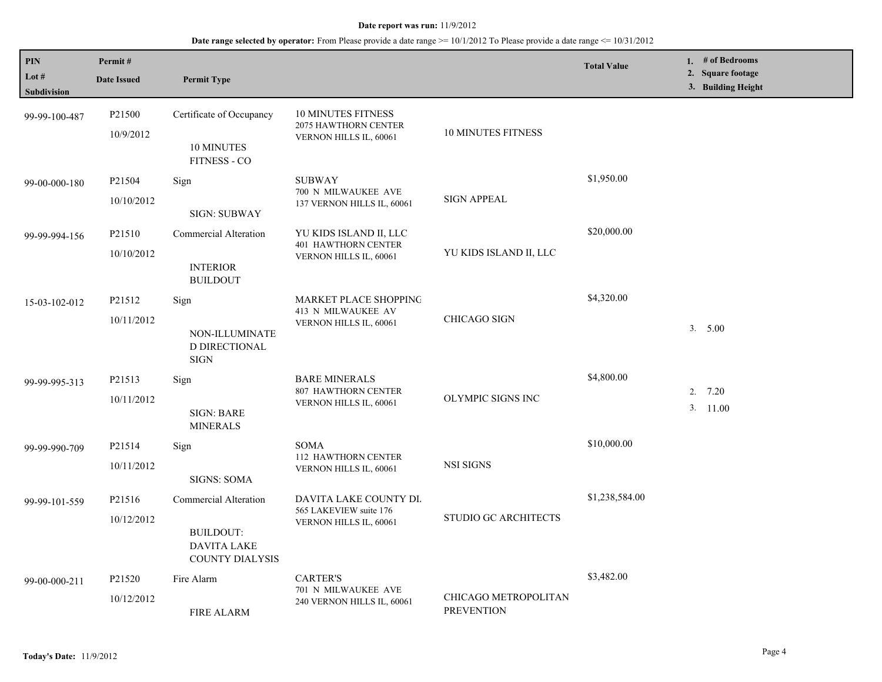**Date report was run:** 11/9/2012

**Date range selected by operator:** From Please provide a date range >= 10/1/2012 To Please provide a date range <= 10/31/2012

| PIN / Lot # / Subdivision | Permit # / Date Issued | Permit Type | | | Total Value | 1. # of Bedrooms 2. Square footage 3. Building Height |
|---|---|---|---|---|---|---|
| 99-99-100-487 | P21500 10/9/2012 | Certificate of Occupancy — 10 MINUTES FITNESS - CO | 10 MINUTES FITNESS 2075 HAWTHORN CENTER VERNON HILLS IL, 60061 | 10 MINUTES FITNESS | | |
| 99-00-000-180 | P21504 10/10/2012 | Sign — SIGN: SUBWAY | SUBWAY 700 N MILWAUKEE AVE 137 VERNON HILLS IL, 60061 | SIGN APPEAL | $1,950.00 | |
| 99-99-994-156 | P21510 10/10/2012 | Commercial Alteration — INTERIOR BUILDOUT | YU KIDS ISLAND II, LLC 401 HAWTHORN CENTER VERNON HILLS IL, 60061 | YU KIDS ISLAND II, LLC | $20,000.00 | |
| 15-03-102-012 | P21512 10/11/2012 | Sign — NON-ILLUMINATED DIRECTIONAL SIGN | MARKET PLACE SHOPPING 413 N MILWAUKEE AV VERNON HILLS IL, 60061 | CHICAGO SIGN | $4,320.00 | 3. 5.00 |
| 99-99-995-313 | P21513 10/11/2012 | Sign — SIGN: BARE MINERALS | BARE MINERALS 807 HAWTHORN CENTER VERNON HILLS IL, 60061 | OLYMPIC SIGNS INC | $4,800.00 | 2. 7.20 3. 11.00 |
| 99-99-990-709 | P21514 10/11/2012 | Sign — SIGNS: SOMA | SOMA 112 HAWTHORN CENTER VERNON HILLS IL, 60061 | NSI SIGNS | $10,000.00 | |
| 99-99-101-559 | P21516 10/12/2012 | Commercial Alteration — BUILDOUT: DAVITA LAKE COUNTY DIALYSIS | DAVITA LAKE COUNTY DI 565 LAKEVIEW suite 176 VERNON HILLS IL, 60061 | STUDIO GC ARCHITECTS | $1,238,584.00 | |
| 99-00-000-211 | P21520 10/12/2012 | Fire Alarm — FIRE ALARM | CARTER'S 701 N MILWAUKEE AVE 240 VERNON HILLS IL, 60061 | CHICAGO METROPOLITAN PREVENTION | $3,482.00 | |

**Today's Date:** 11/9/2012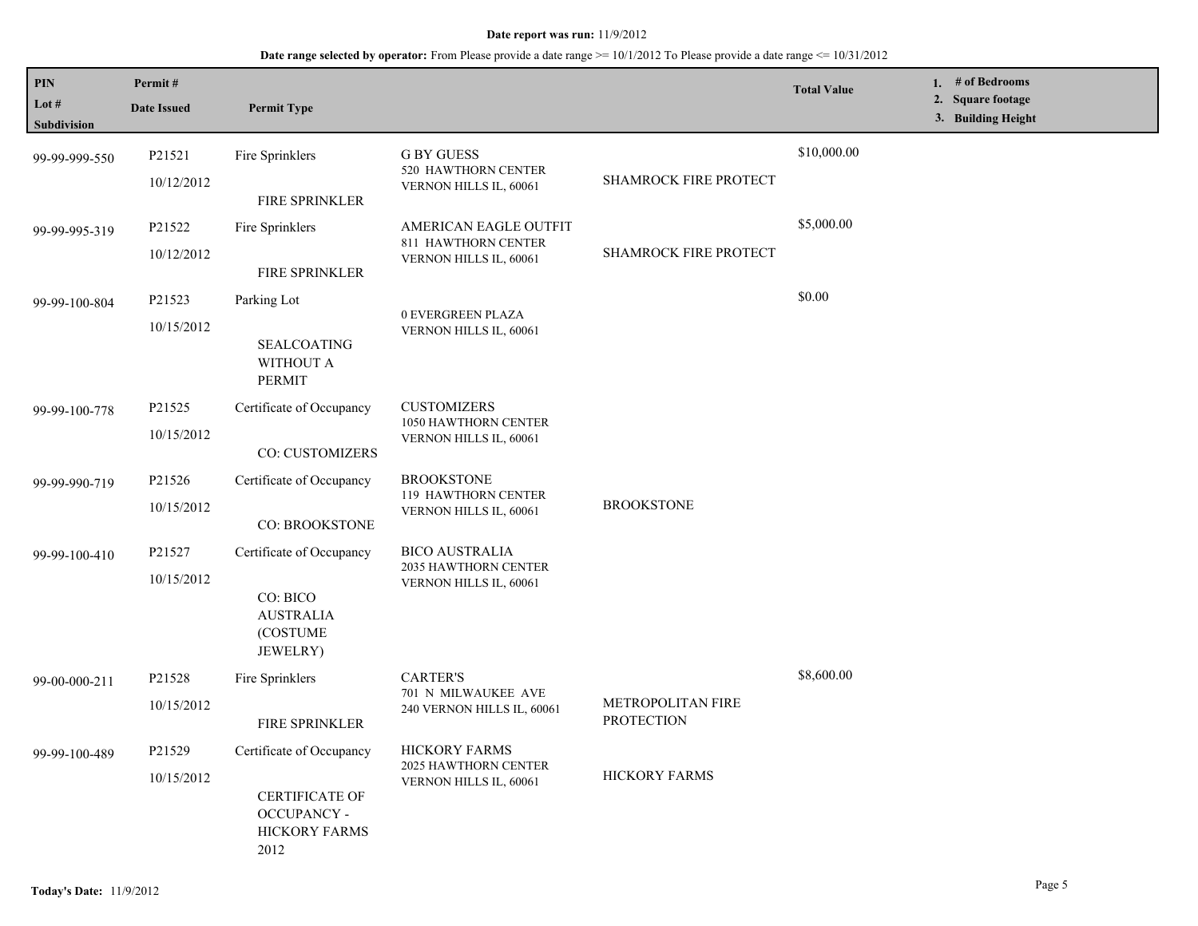**Date report was run:** 11/9/2012

**Date range selected by operator:** From Please provide a date range >= 10/1/2012 To Please provide a date range <= 10/31/2012

| PIN<br>Lot #<br>Subdivision | Permit #<br>Date Issued | Permit Type | | | Total Value | 1. # of Bedrooms<br>2. Square footage<br>3. Building Height |
|---|---|---|---|---|---|---|
| 99-99-999-550 | P21521<br>10/12/2012 | Fire Sprinklers<br>FIRE SPRINKLER | G BY GUESS<br>520 HAWTHORN CENTER<br>VERNON HILLS IL, 60061 | SHAMROCK FIRE PROTECT | $10,000.00 | |
| 99-99-995-319 | P21522<br>10/12/2012 | Fire Sprinklers<br>FIRE SPRINKLER | AMERICAN EAGLE OUTFIT<br>811 HAWTHORN CENTER<br>VERNON HILLS IL, 60061 | SHAMROCK FIRE PROTECT | $5,000.00 | |
| 99-99-100-804 | P21523<br>10/15/2012 | Parking Lot<br>SEALCOATING WITHOUT A PERMIT | 0 EVERGREEN PLAZA<br>VERNON HILLS IL, 60061 | | $0.00 | |
| 99-99-100-778 | P21525<br>10/15/2012 | Certificate of Occupancy<br>CO: CUSTOMIZERS | CUSTOMIZERS<br>1050 HAWTHORN CENTER<br>VERNON HILLS IL, 60061 | | | |
| 99-99-990-719 | P21526<br>10/15/2012 | Certificate of Occupancy<br>CO: BROOKSTONE | BROOKSTONE<br>119 HAWTHORN CENTER<br>VERNON HILLS IL, 60061 | BROOKSTONE | | |
| 99-99-100-410 | P21527<br>10/15/2012 | Certificate of Occupancy<br>CO: BICO AUSTRALIA (COSTUME JEWELRY) | BICO AUSTRALIA<br>2035 HAWTHORN CENTER<br>VERNON HILLS IL, 60061 | | | |
| 99-00-000-211 | P21528<br>10/15/2012 | Fire Sprinklers<br>FIRE SPRINKLER | CARTER'S<br>701 N MILWAUKEE AVE<br>240 VERNON HILLS IL, 60061 | METROPOLITAN FIRE PROTECTION | $8,600.00 | |
| 99-99-100-489 | P21529<br>10/15/2012 | Certificate of Occupancy<br>CERTIFICATE OF OCCUPANCY - HICKORY FARMS 2012 | HICKORY FARMS<br>2025 HAWTHORN CENTER<br>VERNON HILLS IL, 60061 | HICKORY FARMS | | |

**Today's Date:** 11/9/2012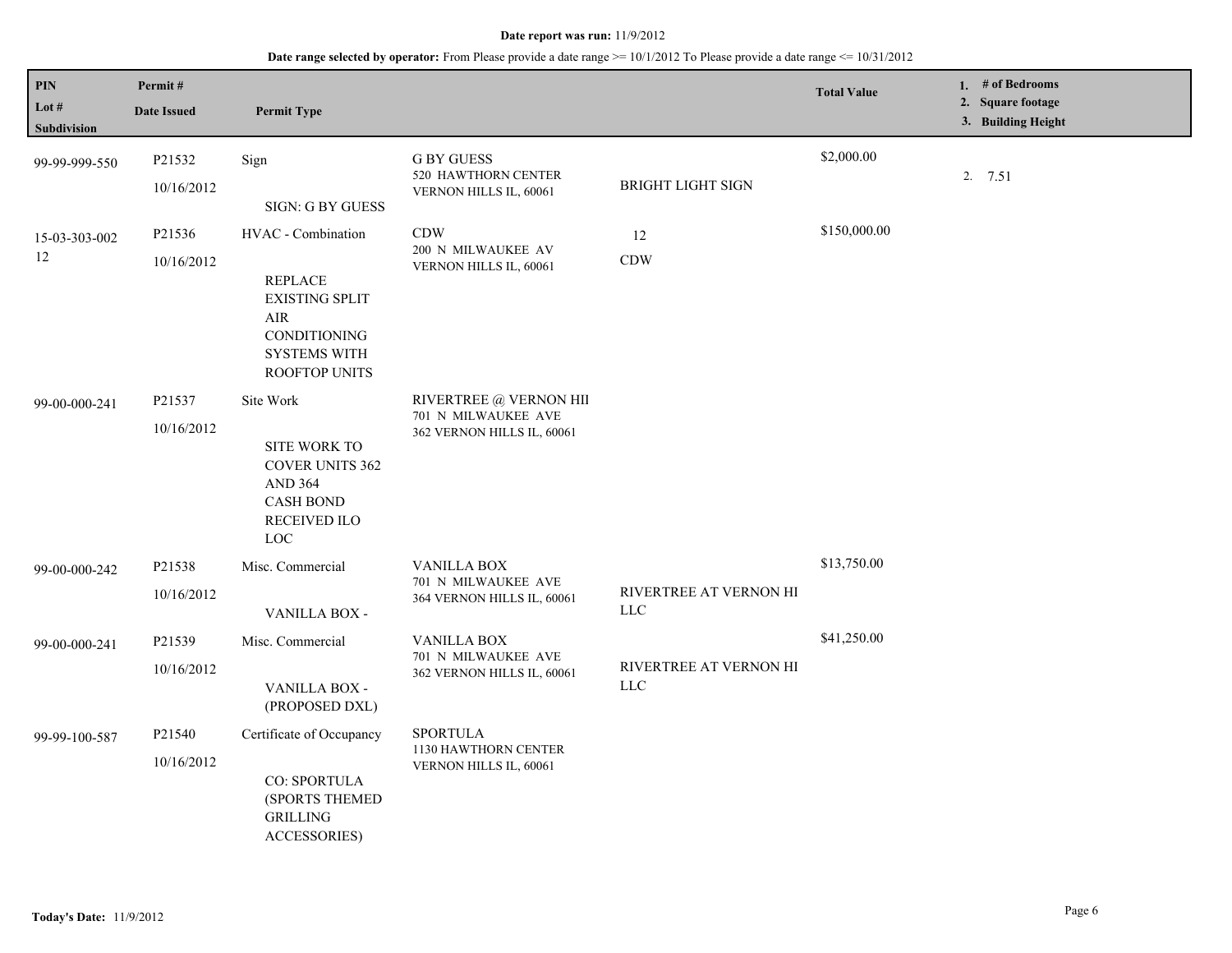**Date report was run:** 11/9/2012

**Date range selected by operator:** From Please provide a date range >= 10/1/2012 To Please provide a date range <= 10/31/2012

| PIN<br>Lot #<br>Subdivision | Permit #<br>Date Issued | Permit Type | | | Total Value | 1. # of Bedrooms<br>2. Square footage<br>3. Building Height |
|---|---|---|---|---|---|---|
| 99-99-999-550 | P21532<br>10/16/2012 | Sign<br><br>SIGN: G BY GUESS | G BY GUESS<br>520 HAWTHORN CENTER<br>VERNON HILLS IL, 60061 | BRIGHT LIGHT SIGN | $2,000.00 | 2. 7.51 |
| 15-03-303-002<br>12 | P21536<br>10/16/2012 | HVAC - Combination<br><br>REPLACE EXISTING SPLIT AIR CONDITIONING SYSTEMS WITH ROOFTOP UNITS | CDW<br>200 N MILWAUKEE AV<br>VERNON HILLS IL, 60061 | 12<br>CDW | $150,000.00 | |
| 99-00-000-241 | P21537<br>10/16/2012 | Site Work<br><br>SITE WORK TO COVER UNITS 362 AND 364 CASH BOND RECEIVED ILO LOC | RIVERTREE @ VERNON HII<br>701 N MILWAUKEE AVE<br>362 VERNON HILLS IL, 60061 | | | |
| 99-00-000-242 | P21538<br>10/16/2012 | Misc. Commercial<br><br>VANILLA BOX - | VANILLA BOX<br>701 N MILWAUKEE AVE<br>364 VERNON HILLS IL, 60061 | RIVERTREE AT VERNON HI LLC | $13,750.00 | |
| 99-00-000-241 | P21539<br>10/16/2012 | Misc. Commercial<br><br>VANILLA BOX - (PROPOSED DXL) | VANILLA BOX<br>701 N MILWAUKEE AVE<br>362 VERNON HILLS IL, 60061 | RIVERTREE AT VERNON HI LLC | $41,250.00 | |
| 99-99-100-587 | P21540<br>10/16/2012 | Certificate of Occupancy<br><br>CO: SPORTULA (SPORTS THEMED GRILLING ACCESSORIES) | SPORTULA<br>1130 HAWTHORN CENTER<br>VERNON HILLS IL, 60061 | | | |

**Today's Date:** 11/9/2012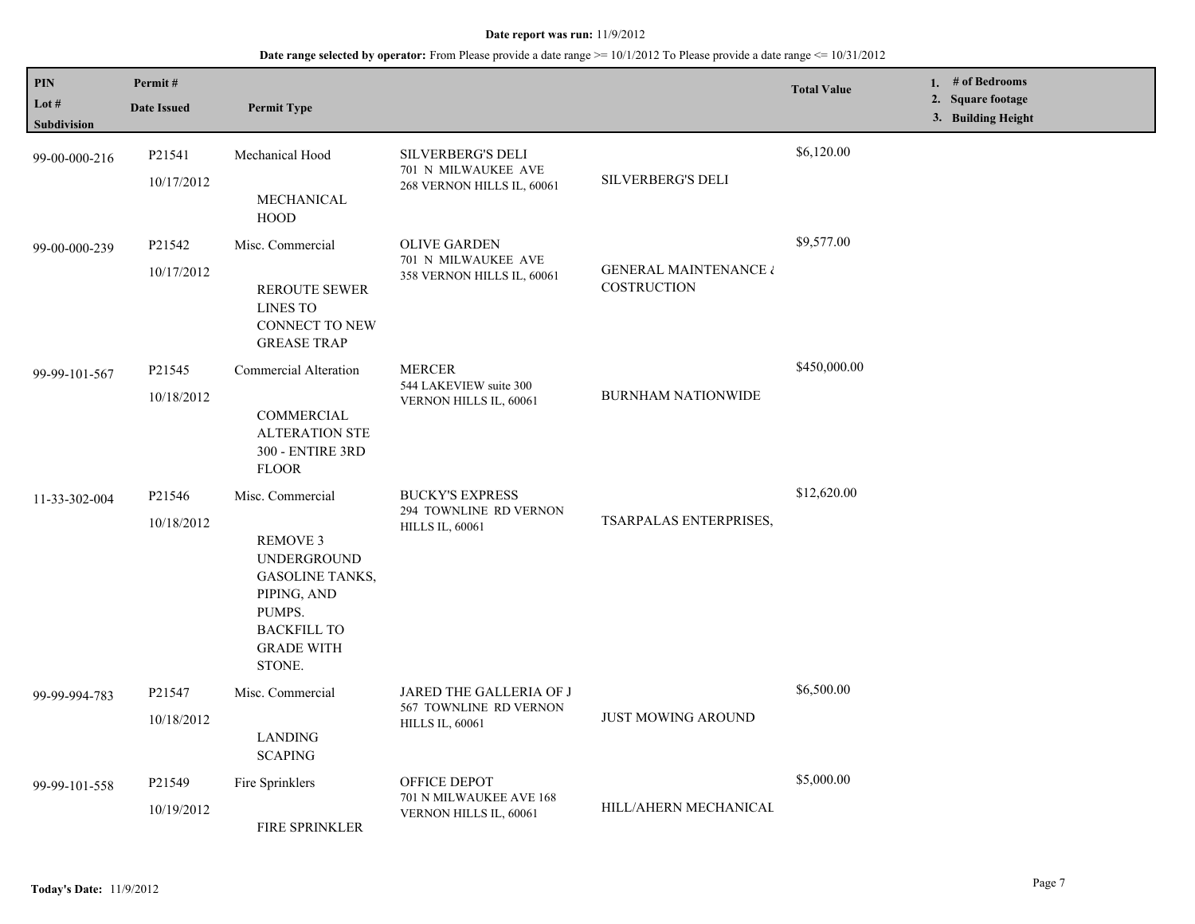**Date report was run:** 11/9/2012

**Date range selected by operator:** From Please provide a date range >= 10/1/2012 To Please provide a date range <= 10/31/2012

| PIN / Lot # / Subdivision | Permit # / Date Issued | Permit Type | | | Total Value | 1. # of Bedrooms 2. Square footage 3. Building Height |
|---|---|---|---|---|---|---|
| 99-00-000-216 | P21541 10/17/2012 | Mechanical Hood MECHANICAL HOOD | SILVERBERG'S DELI 701 N MILWAUKEE AVE 268 VERNON HILLS IL, 60061 | SILVERBERG'S DELI | $6,120.00 | |
| 99-00-000-239 | P21542 10/17/2012 | Misc. Commercial REROUTE SEWER LINES TO CONNECT TO NEW GREASE TRAP | OLIVE GARDEN 701 N MILWAUKEE AVE 358 VERNON HILLS IL, 60061 | GENERAL MAINTENANCE & COSTRUCTION | $9,577.00 | |
| 99-99-101-567 | P21545 10/18/2012 | Commercial Alteration COMMERCIAL ALTERATION STE 300 - ENTIRE 3RD FLOOR | MERCER 544 LAKEVIEW suite 300 VERNON HILLS IL, 60061 | BURNHAM NATIONWIDE | $450,000.00 | |
| 11-33-302-004 | P21546 10/18/2012 | Misc. Commercial REMOVE 3 UNDERGROUND GASOLINE TANKS, PIPING, AND PUMPS. BACKFILL TO GRADE WITH STONE. | BUCKY'S EXPRESS 294 TOWNLINE RD VERNON HILLS IL, 60061 | TSARPALAS ENTERPRISES, | $12,620.00 | |
| 99-99-994-783 | P21547 10/18/2012 | Misc. Commercial LANDING SCAPING | JARED THE GALLERIA OF J 567 TOWNLINE RD VERNON HILLS IL, 60061 | JUST MOWING AROUND | $6,500.00 | |
| 99-99-101-558 | P21549 10/19/2012 | Fire Sprinklers FIRE SPRINKLER | OFFICE DEPOT 701 N MILWAUKEE AVE 168 VERNON HILLS IL, 60061 | HILL/AHERN MECHANICAL | $5,000.00 | |

**Today's Date:** 11/9/2012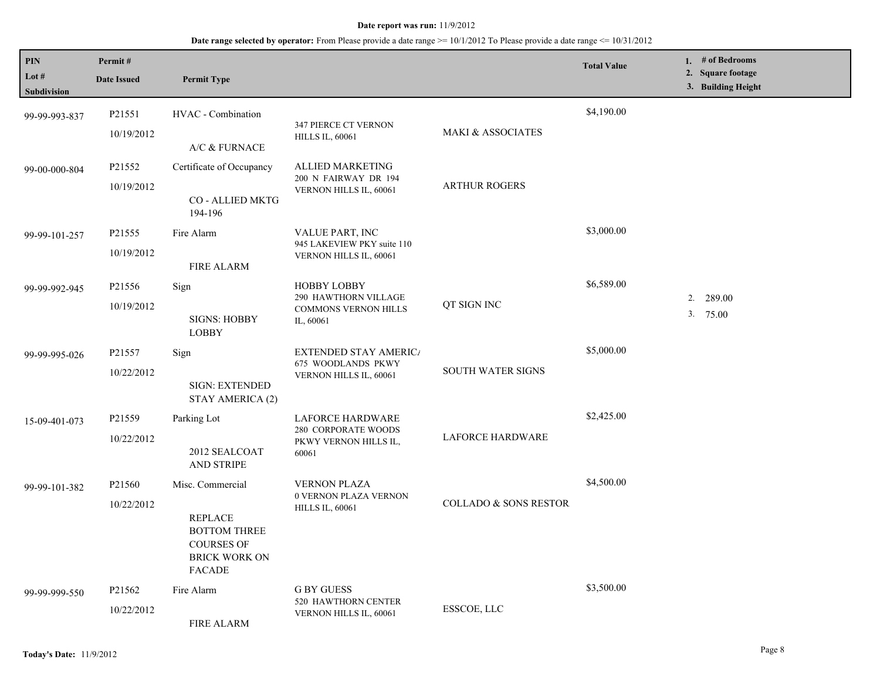**Date report was run:** 11/9/2012

**Date range selected by operator:** From Please provide a date range >= 10/1/2012 To Please provide a date range <= 10/31/2012

| PIN / Lot # / Subdivision | Permit # / Date Issued | Permit Type | | | Total Value | 1. # of Bedrooms 2. Square footage 3. Building Height |
|---|---|---|---|---|---|---|
| 99-99-993-837 | P21551 10/19/2012 | HVAC - Combination A/C & FURNACE | 347 PIERCE CT VERNON HILLS IL, 60061 | MAKI & ASSOCIATES | $4,190.00 | |
| 99-00-000-804 | P21552 10/19/2012 | Certificate of Occupancy CO - ALLIED MKTG 194-196 | ALLIED MARKETING 200 N FAIRWAY DR 194 VERNON HILLS IL, 60061 | ARTHUR ROGERS | | |
| 99-99-101-257 | P21555 10/19/2012 | Fire Alarm FIRE ALARM | VALUE PART, INC 945 LAKEVIEW PKY suite 110 VERNON HILLS IL, 60061 | | $3,000.00 | |
| 99-99-992-945 | P21556 10/19/2012 | Sign SIGNS: HOBBY LOBBY | HOBBY LOBBY 290 HAWTHORN VILLAGE COMMONS VERNON HILLS IL, 60061 | QT SIGN INC | $6,589.00 | 2. 289.00 3. 75.00 |
| 99-99-995-026 | P21557 10/22/2012 | Sign SIGN: EXTENDED STAY AMERICA (2) | EXTENDED STAY AMERIC/ 675 WOODLANDS PKWY VERNON HILLS IL, 60061 | SOUTH WATER SIGNS | $5,000.00 | |
| 15-09-401-073 | P21559 10/22/2012 | Parking Lot 2012 SEALCOAT AND STRIPE | LAFORCE HARDWARE 280 CORPORATE WOODS PKWY VERNON HILLS IL, 60061 | LAFORCE HARDWARE | $2,425.00 | |
| 99-99-101-382 | P21560 10/22/2012 | Misc. Commercial REPLACE BOTTOM THREE COURSES OF BRICK WORK ON FACADE | VERNON PLAZA 0 VERNON PLAZA VERNON HILLS IL, 60061 | COLLADO & SONS RESTOR | $4,500.00 | |
| 99-99-999-550 | P21562 10/22/2012 | Fire Alarm FIRE ALARM | G BY GUESS 520 HAWTHORN CENTER VERNON HILLS IL, 60061 | ESSCOE, LLC | $3,500.00 | |

**Today's Date:** 11/9/2012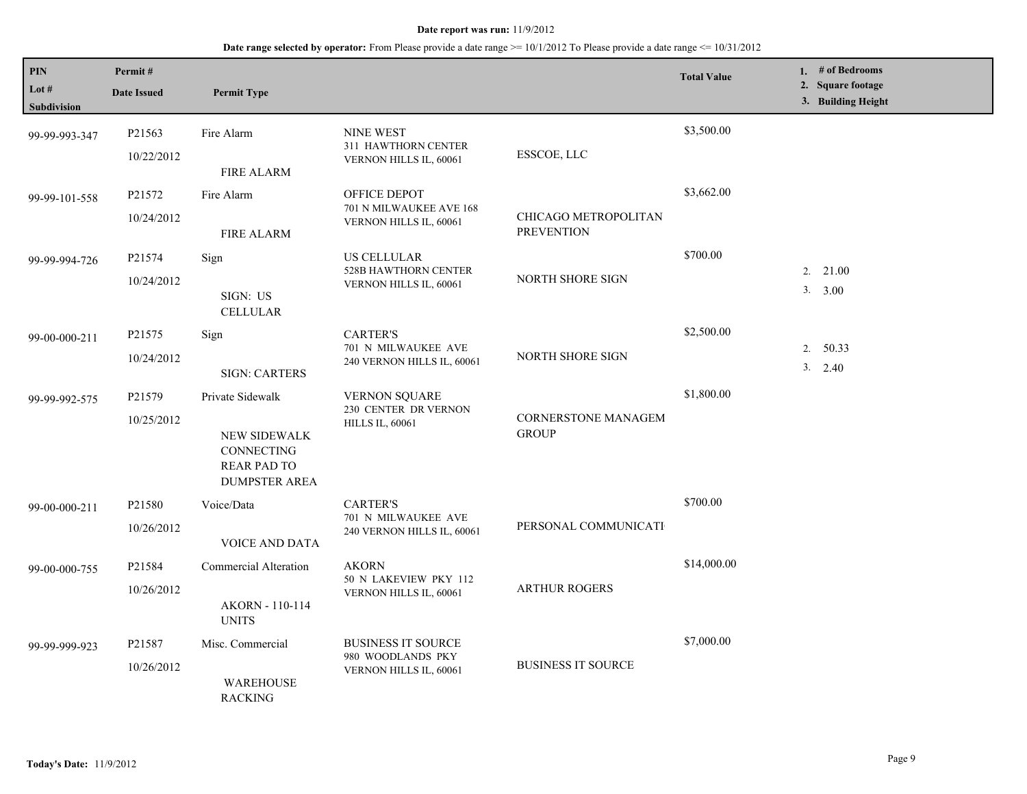**Date report was run:** 11/9/2012

**Date range selected by operator:** From Please provide a date range >= 10/1/2012 To Please provide a date range <= 10/31/2012

| PIN / Lot # / Subdivision | Permit # / Date Issued | Permit Type | | | Total Value | 1. # of Bedrooms 2. Square footage 3. Building Height |
|---|---|---|---|---|---|---|
| 99-99-993-347 | P21563 10/22/2012 | Fire Alarm FIRE ALARM | NINE WEST 311 HAWTHORN CENTER VERNON HILLS IL, 60061 | ESSCOE, LLC | $3,500.00 | |
| 99-99-101-558 | P21572 10/24/2012 | Fire Alarm FIRE ALARM | OFFICE DEPOT 701 N MILWAUKEE AVE 168 VERNON HILLS IL, 60061 | CHICAGO METROPOLITAN PREVENTION | $3,662.00 | |
| 99-99-994-726 | P21574 10/24/2012 | Sign SIGN: US CELLULAR | US CELLULAR 528B HAWTHORN CENTER VERNON HILLS IL, 60061 | NORTH SHORE SIGN | $700.00 | 2. 21.00 3. 3.00 |
| 99-00-000-211 | P21575 10/24/2012 | Sign SIGN: CARTERS | CARTER'S 701 N MILWAUKEE AVE 240 VERNON HILLS IL, 60061 | NORTH SHORE SIGN | $2,500.00 | 2. 50.33 3. 2.40 |
| 99-99-992-575 | P21579 10/25/2012 | Private Sidewalk NEW SIDEWALK CONNECTING REAR PAD TO DUMPSTER AREA | VERNON SQUARE 230 CENTER DR VERNON HILLS IL, 60061 | CORNERSTONE MANAGEM GROUP | $1,800.00 | |
| 99-00-000-211 | P21580 10/26/2012 | Voice/Data VOICE AND DATA | CARTER'S 701 N MILWAUKEE AVE 240 VERNON HILLS IL, 60061 | PERSONAL COMMUNICATI | $700.00 | |
| 99-00-000-755 | P21584 10/26/2012 | Commercial Alteration AKORN - 110-114 UNITS | AKORN 50 N LAKEVIEW PKY 112 VERNON HILLS IL, 60061 | ARTHUR ROGERS | $14,000.00 | |
| 99-99-999-923 | P21587 10/26/2012 | Misc. Commercial WAREHOUSE RACKING | BUSINESS IT SOURCE 980 WOODLANDS PKY VERNON HILLS IL, 60061 | BUSINESS IT SOURCE | $7,000.00 | |

**Today's Date:** 11/9/2012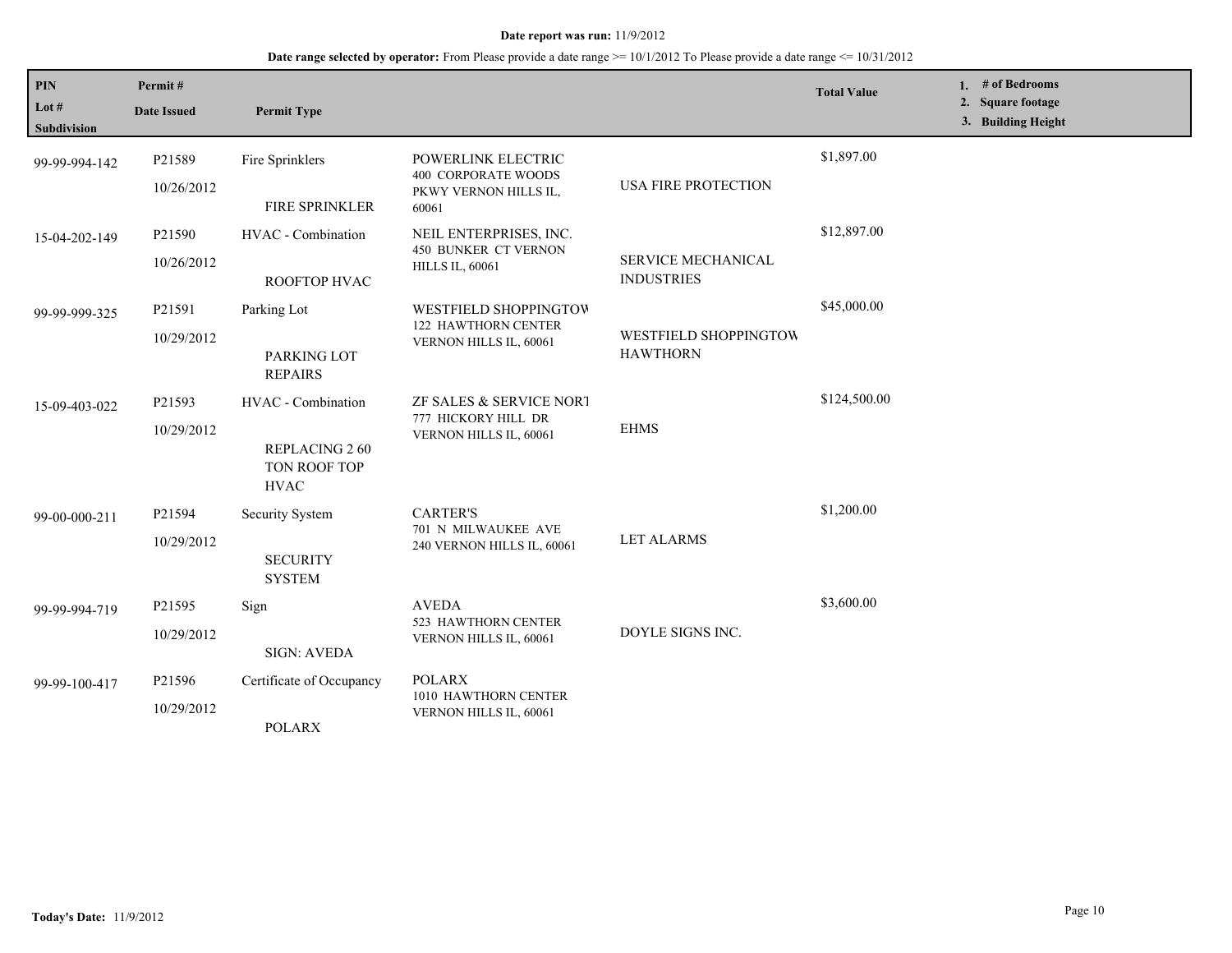**Date report was run:** 11/9/2012

**Date range selected by operator:** From Please provide a date range >= 10/1/2012 To Please provide a date range <= 10/31/2012

| PIN / Lot # / Subdivision | Permit # / Date Issued | Permit Type | | | Total Value | 1. # of Bedrooms 2. Square footage 3. Building Height |
|---|---|---|---|---|---|---|
| 99-99-994-142 | P21589 10/26/2012 | Fire Sprinklers FIRE SPRINKLER | POWERLINK ELECTRIC 400 CORPORATE WOODS PKWY VERNON HILLS IL, 60061 | USA FIRE PROTECTION | $1,897.00 | |
| 15-04-202-149 | P21590 10/26/2012 | HVAC - Combination ROOFTOP HVAC | NEIL ENTERPRISES, INC. 450 BUNKER CT VERNON HILLS IL, 60061 | SERVICE MECHANICAL INDUSTRIES | $12,897.00 | |
| 99-99-999-325 | P21591 10/29/2012 | Parking Lot PARKING LOT REPAIRS | WESTFIELD SHOPPINGTOW 122 HAWTHORN CENTER VERNON HILLS IL, 60061 | WESTFIELD SHOPPINGTOW HAWTHORN | $45,000.00 | |
| 15-09-403-022 | P21593 10/29/2012 | HVAC - Combination REPLACING 2 60 TON ROOF TOP HVAC | ZF SALES & SERVICE NORT 777 HICKORY HILL DR VERNON HILLS IL, 60061 | EHMS | $124,500.00 | |
| 99-00-000-211 | P21594 10/29/2012 | Security System SECURITY SYSTEM | CARTER'S 701 N MILWAUKEE AVE 240 VERNON HILLS IL, 60061 | LET ALARMS | $1,200.00 | |
| 99-99-994-719 | P21595 10/29/2012 | Sign SIGN: AVEDA | AVEDA 523 HAWTHORN CENTER VERNON HILLS IL, 60061 | DOYLE SIGNS INC. | $3,600.00 | |
| 99-99-100-417 | P21596 10/29/2012 | Certificate of Occupancy POLARX | POLARX 1010 HAWTHORN CENTER VERNON HILLS IL, 60061 | | | |

**Today's Date:** 11/9/2012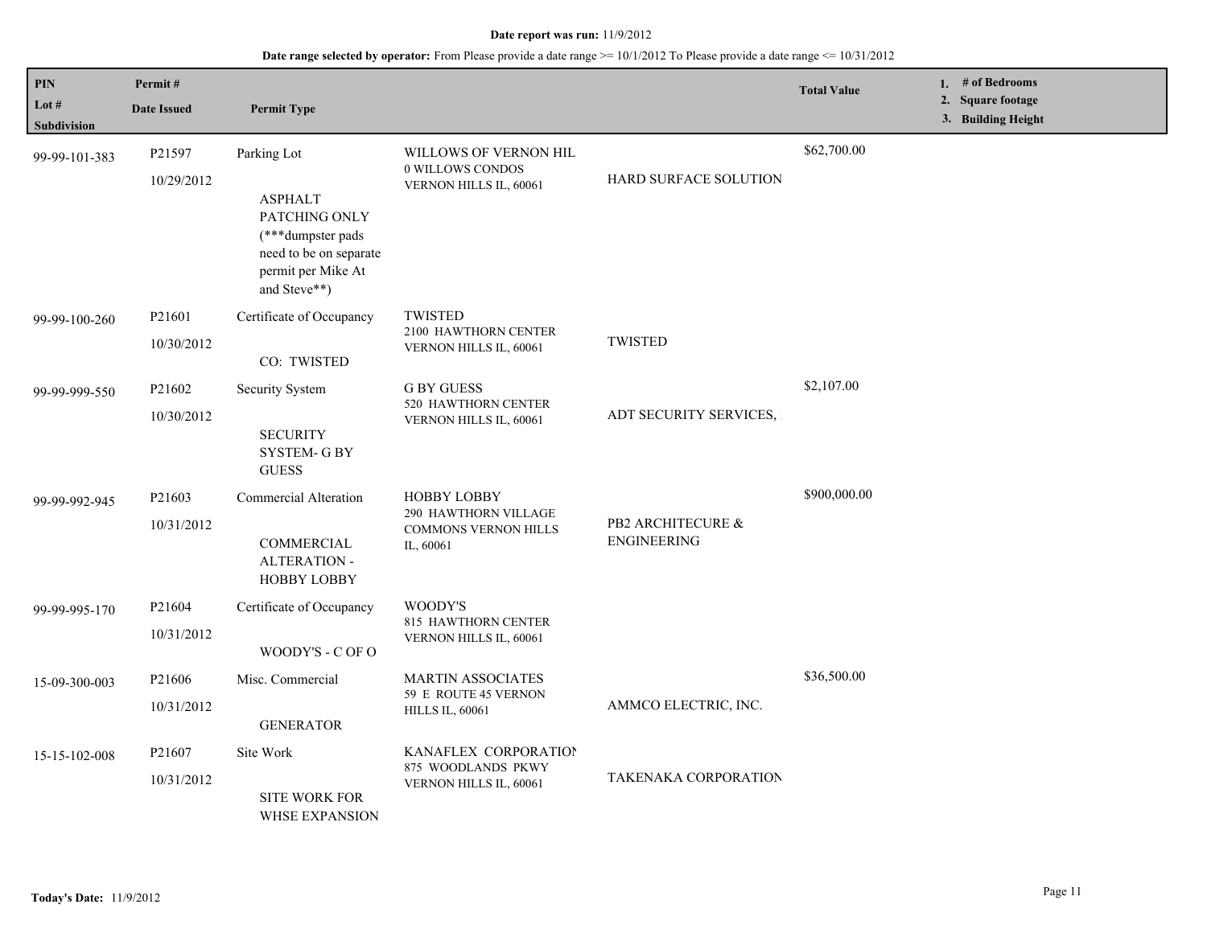**Date report was run:** 11/9/2012

**Date range selected by operator:** From Please provide a date range >= 10/1/2012 To Please provide a date range <= 10/31/2012

| PIN<br>Lot #<br>Subdivision | Permit #<br>Date Issued | Permit Type | | | Total Value | 1. # of Bedrooms<br>2. Square footage<br>3. Building Height |
|---|---|---|---|---|---|---|
| 99-99-101-383 | P21597<br>10/29/2012 | Parking Lot<br><br>ASPHALT PATCHING ONLY (***dumpster pads need to be on separate permit per Mike At and Steve**) | WILLOWS OF VERNON HIL<br>0 WILLOWS CONDOS<br>VERNON HILLS IL, 60061 | HARD SURFACE SOLUTION | $62,700.00 | |
| 99-99-100-260 | P21601<br>10/30/2012 | Certificate of Occupancy<br><br>CO: TWISTED | TWISTED<br>2100 HAWTHORN CENTER<br>VERNON HILLS IL, 60061 | TWISTED | | |
| 99-99-999-550 | P21602<br>10/30/2012 | Security System<br><br>SECURITY SYSTEM- G BY GUESS | G BY GUESS<br>520 HAWTHORN CENTER<br>VERNON HILLS IL, 60061 | ADT SECURITY SERVICES, | $2,107.00 | |
| 99-99-992-945 | P21603<br>10/31/2012 | Commercial Alteration<br><br>COMMERCIAL ALTERATION - HOBBY LOBBY | HOBBY LOBBY<br>290 HAWTHORN VILLAGE COMMONS VERNON HILLS IL, 60061 | PB2 ARCHITECURE & ENGINEERING | $900,000.00 | |
| 99-99-995-170 | P21604<br>10/31/2012 | Certificate of Occupancy<br><br>WOODY'S - C OF O | WOODY'S<br>815 HAWTHORN CENTER<br>VERNON HILLS IL, 60061 | | | |
| 15-09-300-003 | P21606<br>10/31/2012 | Misc. Commercial<br><br>GENERATOR | MARTIN ASSOCIATES<br>59 E ROUTE 45 VERNON HILLS IL, 60061 | AMMCO ELECTRIC, INC. | $36,500.00 | |
| 15-15-102-008 | P21607<br>10/31/2012 | Site Work<br><br>SITE WORK FOR WHSE EXPANSION | KANAFLEX CORPORATION<br>875 WOODLANDS PKWY<br>VERNON HILLS IL, 60061 | TAKENAKA CORPORATION | | |

**Today's Date:** 11/9/2012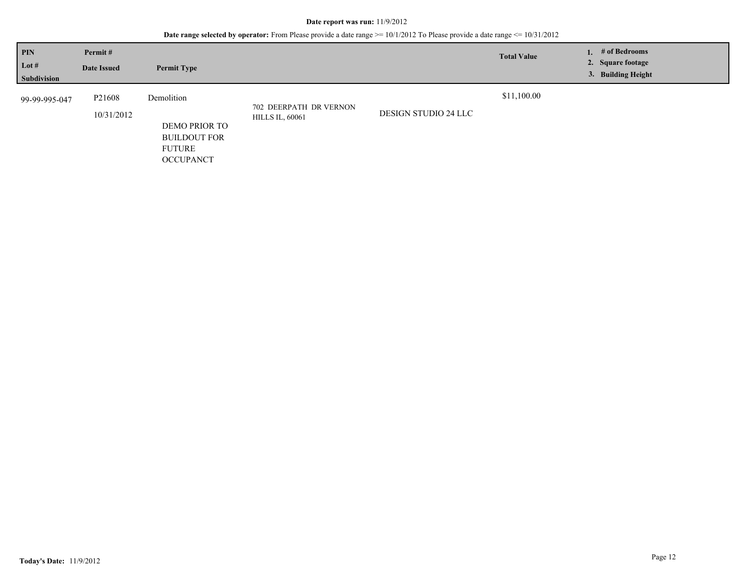**Date report was run:** 11/9/2012

**Date range selected by operator:** From Please provide a date range >= 10/1/2012 To Please provide a date range <= 10/31/2012

| PIN<br>Lot #<br>Subdivision | Permit #<br>Date Issued | Permit Type | | | Total Value | 1. # of Bedrooms<br>2. Square footage<br>3. Building Height |
|---|---|---|---|---|---|---|
| 99-99-995-047 | P21608<br>10/31/2012 | Demolition<br><br>DEMO PRIOR TO BUILDOUT FOR FUTURE OCCUPANCT | 702 DEERPATH DR VERNON HILLS IL, 60061 | DESIGN STUDIO 24 LLC | $11,100.00 | |

**Today's Date:** 11/9/2012